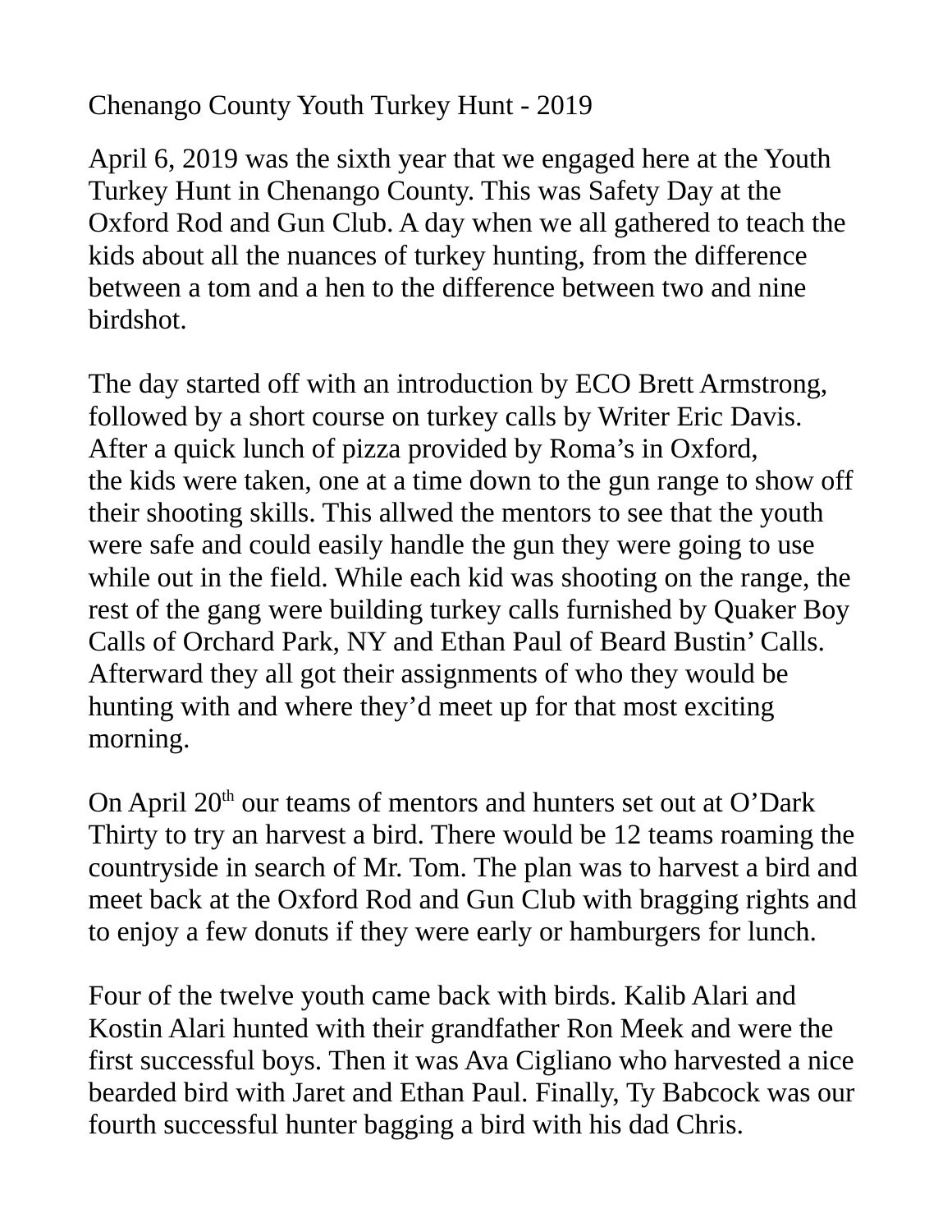# Chenango County Youth Turkey Hunt - 2019

April 6, 2019 was the sixth year that we engaged here at the Youth Turkey Hunt in Chenango County. This was Safety Day at the Oxford Rod and Gun Club. A day when we all gathered to teach the kids about all the nuances of turkey hunting, from the difference between a tom and a hen to the difference between two and nine birdshot.

The day started off with an introduction by ECO Brett Armstrong, followed by a short course on turkey calls by Writer Eric Davis. After a quick lunch of pizza provided by Roma's in Oxford, the kids were taken, one at a time down to the gun range to show off their shooting skills. This allwed the mentors to see that the youth were safe and could easily handle the gun they were going to use while out in the field. While each kid was shooting on the range, the rest of the gang were building turkey calls furnished by Quaker Boy Calls of Orchard Park, NY and Ethan Paul of Beard Bustin' Calls. Afterward they all got their assignments of who they would be hunting with and where they'd meet up for that most exciting morning.

On April 20th our teams of mentors and hunters set out at O'Dark Thirty to try an harvest a bird. There would be 12 teams roaming the countryside in search of Mr. Tom. The plan was to harvest a bird and meet back at the Oxford Rod and Gun Club with bragging rights and to enjoy a few donuts if they were early or hamburgers for lunch.

Four of the twelve youth came back with birds. Kalib Alari and Kostin Alari hunted with their grandfather Ron Meek and were the first successful boys. Then it was Ava Cigliano who harvested a nice bearded bird with Jaret and Ethan Paul. Finally, Ty Babcock was our fourth successful hunter bagging a bird with his dad Chris.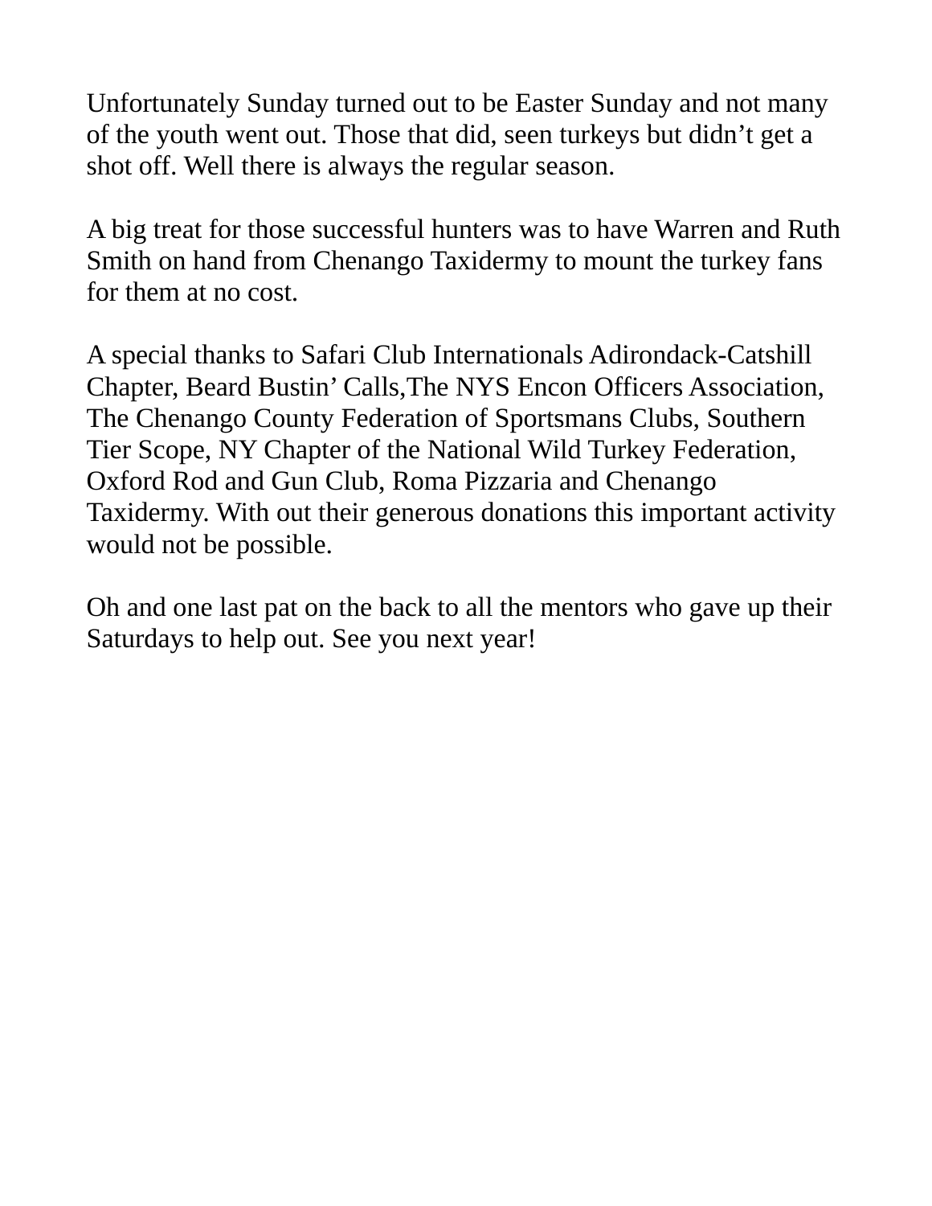Unfortunately Sunday turned out to be Easter Sunday and not many of the youth went out. Those that did, seen turkeys but didn't get a shot off. Well there is always the regular season.

A big treat for those successful hunters was to have Warren and Ruth Smith on hand from Chenango Taxidermy to mount the turkey fans for them at no cost.

A special thanks to Safari Club Internationals Adirondack-Catshill Chapter, Beard Bustin' Calls,The NYS Encon Officers Association, The Chenango County Federation of Sportsmans Clubs, Southern Tier Scope, NY Chapter of the National Wild Turkey Federation, Oxford Rod and Gun Club, Roma Pizzaria and Chenango Taxidermy. With out their generous donations this important activity would not be possible.

Oh and one last pat on the back to all the mentors who gave up their Saturdays to help out. See you next year!